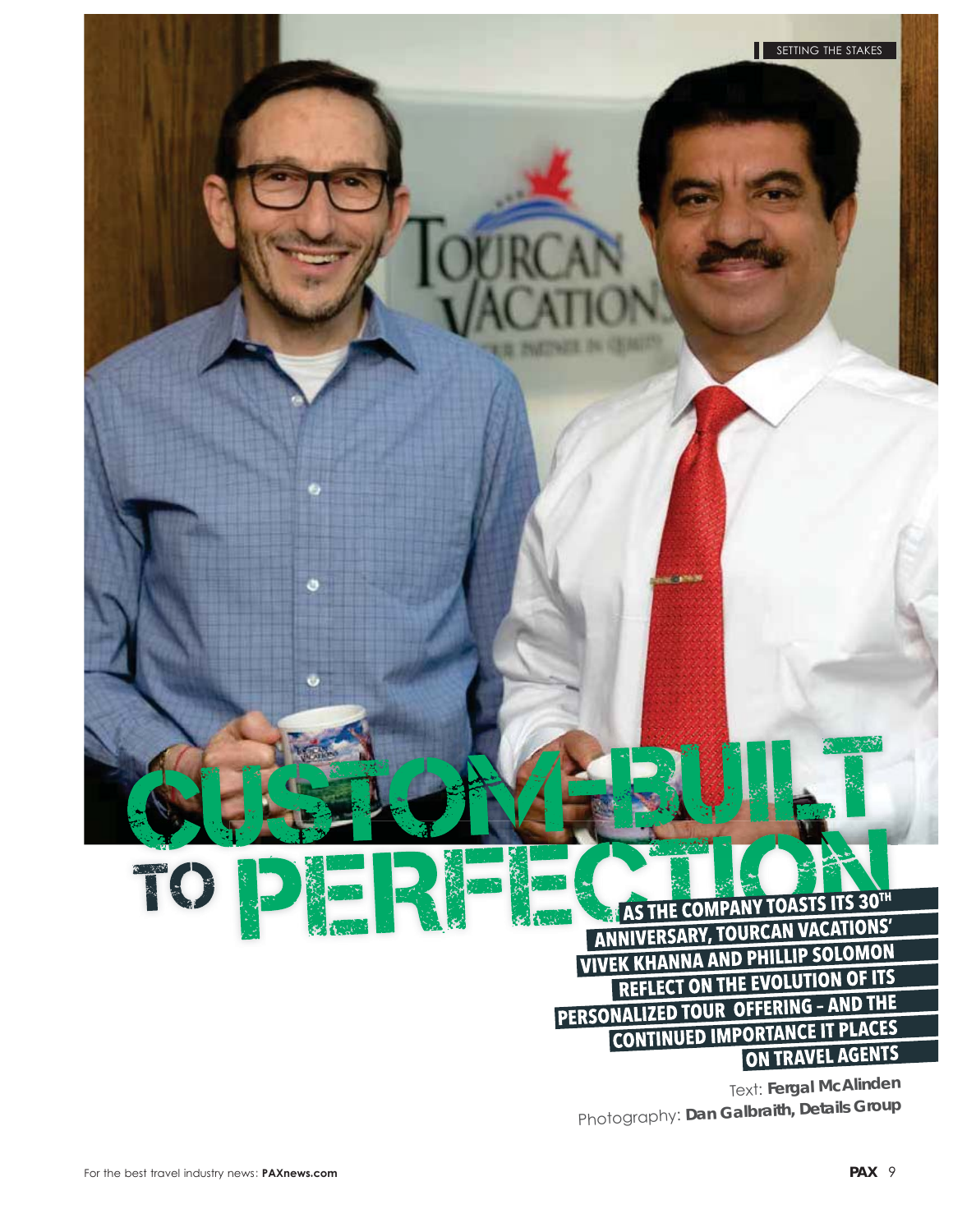# CUSTOM-BUILT TO PERFECTION

**AS THE COMPANY TOASTS ITS 30TH ANNIVERSARY, TOURCAN VACATIONS' VIVEK KHANNA AND PHILLIP SOLOMON REFLECT ON THE EVOLUTION OF ITS PERSONALIZED TOUR OFFERING – AND THE CONTINUED IMPORTANCE IT PLACES ON TRAVEL AGENTS**

Text: **Fergal McAlinden**

Photography: **Dan Galbraith, Details Group**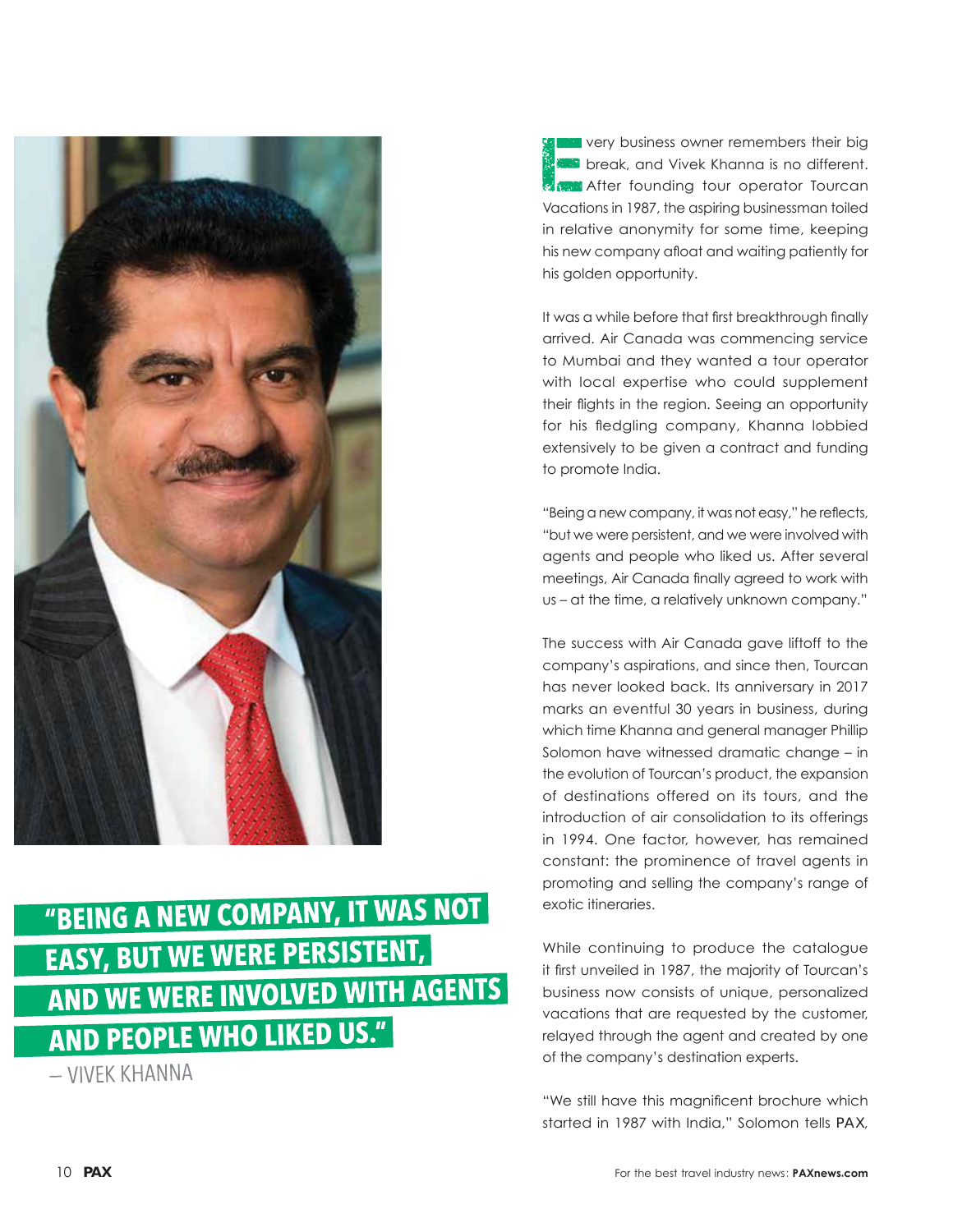Every business owner remembers their big break, and Vivek Khanna is no different. After founding tour operator Tourcan Vacations in 1987, the aspiring businessman toiled in relative anonymity for some time, keeping his new company afloat and waiting patiently for his golden opportunity.

It was a while before that first breakthrough finally arrived. Air Canada was commencing service to Mumbai and they wanted a tour operator with local expertise who could supplement their flights in the region. Seeing an opportunity for his fledgling company, Khanna lobbied extensively to be given a contract and funding to promote India.

"Being a new company, it was not easy," he reflects, "but we were persistent, and we were involved with agents and people who liked us. After several meetings, Air Canada finally agreed to work with us – at the time, a relatively unknown company."

The success with Air Canada gave liftoff to the company's aspirations, and since then, Tourcan has never looked back. Its anniversary in 2017 marks an eventful 30 years in business, during which time Khanna and general manager Phillip Solomon have witnessed dramatic change – in the evolution of Tourcan's product, the expansion of destinations offered on its tours, and the introduction of air consolidation to its offerings in 1994. One factor, however, has remained constant: the prominence of travel agents in promoting and selling the company's range of exotic itineraries.

**"BEING A NEW COMPANY, IT WAS NOT EASY, BUT WE WERE PERSISTENT, AND WE WERE INVOLVED WITH AGENTS AND PEOPLE WHO LIKED US."**

– VIVEK KHANNA

While continuing to produce the catalogue it first unveiled in 1987, the majority of Tourcan's business now consists of unique, personalized vacations that are requested by the customer, relayed through the agent and created by one of the company's destination experts.

"We still have this magnificent brochure which started in 1987 with India," Solomon tells PAX,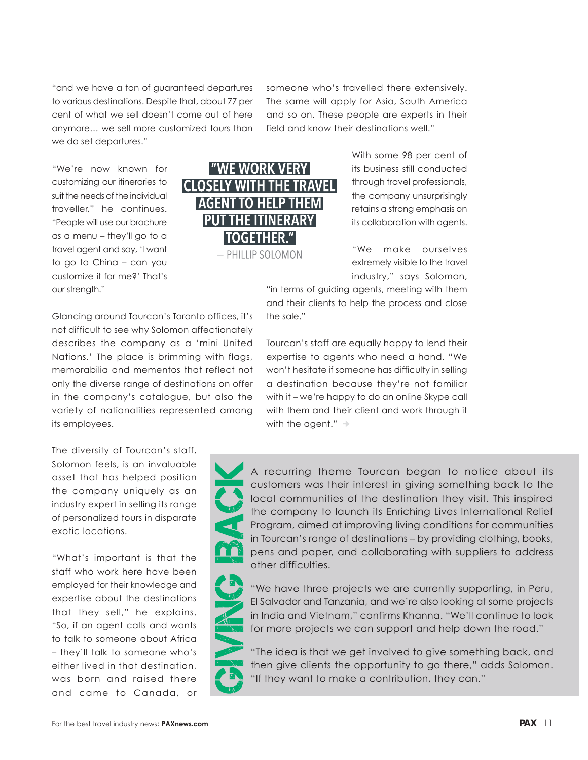"and we have a ton of guaranteed departures to various destinations. Despite that, about 77 per cent of what we sell doesn't come out of here anymore… we sell more customized tours than we do set departures."

"We're now known for customizing our itineraries to suit the needs of the individual traveller," he continues. "People will use our brochure as a menu – they'll go to a travel agent and say, 'I want to go to China – can you customize it for me?' That's our strength."

> **"WE WORK VERY CLOSELY WITH THE TRAVEL AGENT TO HELP THEM PUT THE ITINERARY TOGETHER."**
> – PHILLIP SOLOMON

Glancing around Tourcan's Toronto offices, it's not difficult to see why Solomon affectionately describes the company as a 'mini United Nations.' The place is brimming with flags, memorabilia and mementos that reflect not only the diverse range of destinations on offer in the company's catalogue, but also the variety of nationalities represented among its employees.

The diversity of Tourcan's staff, Solomon feels, is an invaluable asset that has helped position the company uniquely as an industry expert in selling its range of personalized tours in disparate exotic locations.

"What's important is that the staff who work here have been employed for their knowledge and expertise about the destinations that they sell," he explains. "So, if an agent calls and wants to talk to someone about Africa – they'll talk to someone who's either lived in that destination, was born and raised there and came to Canada, or someone who's travelled there extensively. The same will apply for Asia, South America and so on. These people are experts in their field and know their destinations well."

With some 98 per cent of its business still conducted through travel professionals, the company unsurprisingly retains a strong emphasis on its collaboration with agents.

"We make ourselves extremely visible to the travel industry," says Solomon, "in terms of guiding agents, meeting with them and their clients to help the process and close the sale."

Tourcan's staff are equally happy to lend their expertise to agents who need a hand. "We won't hesitate if someone has difficulty in selling a destination because they're not familiar with it – we're happy to do an online Skype call with them and their client and work through it with the agent."

## GIVING BACK

A recurring theme Tourcan began to notice about its customers was their interest in giving something back to the local communities of the destination they visit. This inspired the company to launch its Enriching Lives International Relief Program, aimed at improving living conditions for communities in Tourcan's range of destinations – by providing clothing, books, pens and paper, and collaborating with suppliers to address other difficulties.

"We have three projects we are currently supporting, in Peru, El Salvador and Tanzania, and we're also looking at some projects in India and Vietnam," confirms Khanna. "We'll continue to look for more projects we can support and help down the road."

"The idea is that we get involved to give something back, and then give clients the opportunity to go there," adds Solomon. "If they want to make a contribution, they can."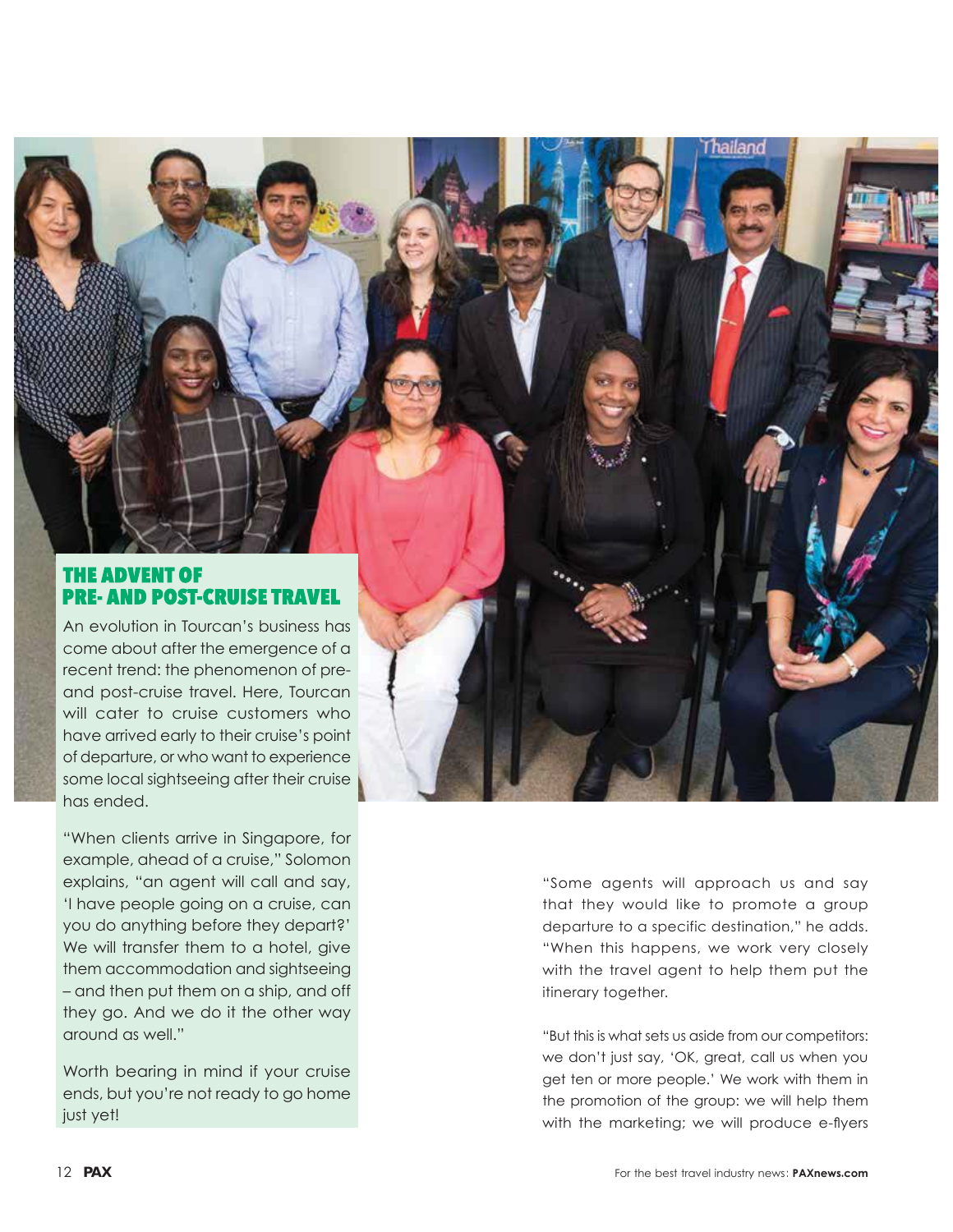## THE ADVENT OF PRE- AND POST-CRUISE TRAVEL

An evolution in Tourcan's business has come about after the emergence of a recent trend: the phenomenon of pre- and post-cruise travel. Here, Tourcan will cater to cruise customers who have arrived early to their cruise's point of departure, or who want to experience some local sightseeing after their cruise has ended.

"When clients arrive in Singapore, for example, ahead of a cruise," Solomon explains, "an agent will call and say, 'I have people going on a cruise, can you do anything before they depart?' We will transfer them to a hotel, give them accommodation and sightseeing – and then put them on a ship, and off they go. And we do it the other way around as well."

Worth bearing in mind if your cruise ends, but you're not ready to go home just yet!

"Some agents will approach us and say that they would like to promote a group departure to a specific destination," he adds. "When this happens, we work very closely with the travel agent to help them put the itinerary together.

"But this is what sets us aside from our competitors: we don't just say, 'OK, great, call us when you get ten or more people.' We work with them in the promotion of the group: we will help them with the marketing; we will produce e-flyers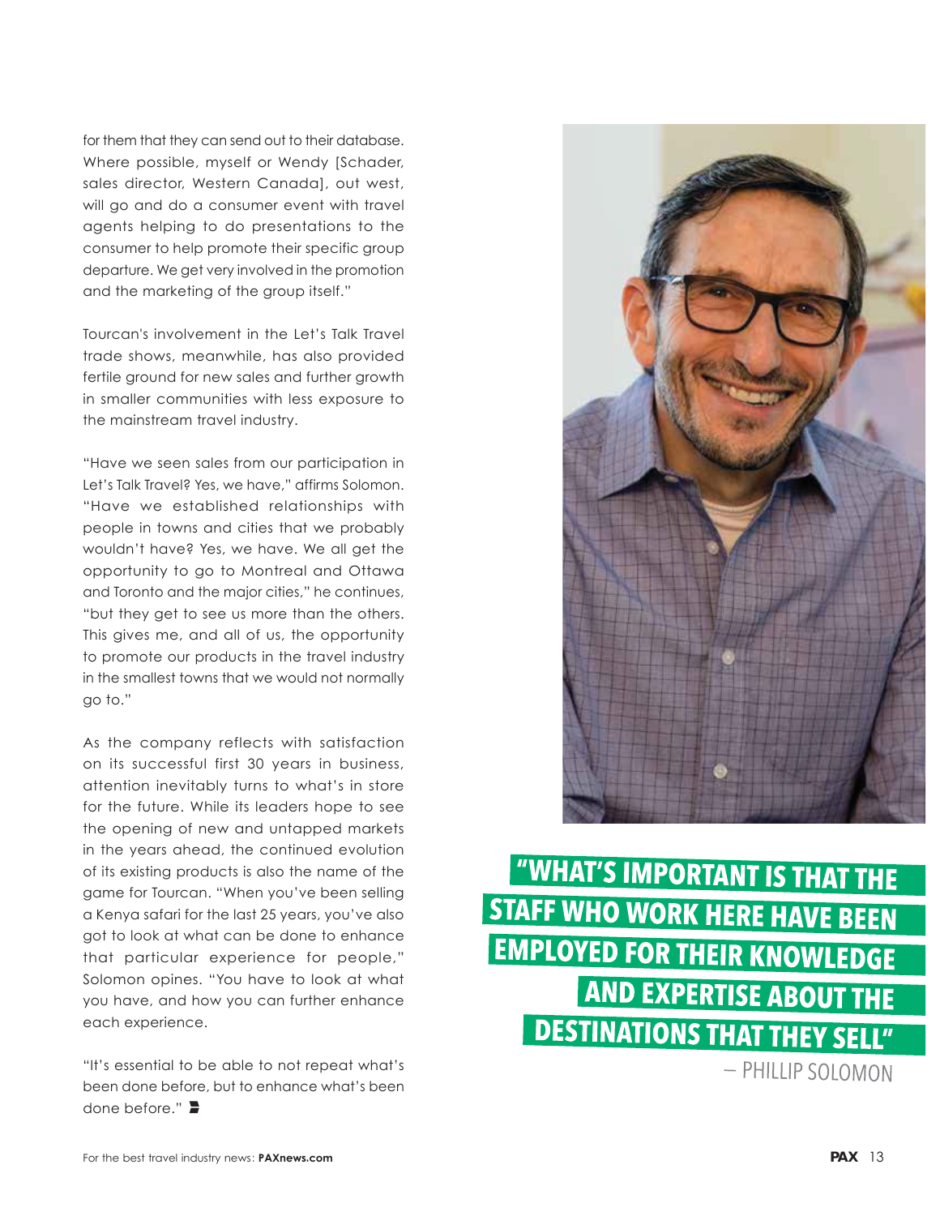for them that they can send out to their database. Where possible, myself or Wendy [Schader, sales director, Western Canada], out west, will go and do a consumer event with travel agents helping to do presentations to the consumer to help promote their specific group departure. We get very involved in the promotion and the marketing of the group itself."

Tourcan's involvement in the Let's Talk Travel trade shows, meanwhile, has also provided fertile ground for new sales and further growth in smaller communities with less exposure to the mainstream travel industry.

"Have we seen sales from our participation in Let's Talk Travel? Yes, we have," affirms Solomon. "Have we established relationships with people in towns and cities that we probably wouldn't have? Yes, we have. We all get the opportunity to go to Montreal and Ottawa and Toronto and the major cities," he continues, "but they get to see us more than the others. This gives me, and all of us, the opportunity to promote our products in the travel industry in the smallest towns that we would not normally go to."

As the company reflects with satisfaction on its successful first 30 years in business, attention inevitably turns to what's in store for the future. While its leaders hope to see the opening of new and untapped markets in the years ahead, the continued evolution of its existing products is also the name of the game for Tourcan. "When you've been selling a Kenya safari for the last 25 years, you've also got to look at what can be done to enhance that particular experience for people," Solomon opines. "You have to look at what you have, and how you can further enhance each experience.

"It's essential to be able to not repeat what's been done before, but to enhance what's been done before."

**"WHAT'S IMPORTANT IS THAT THE STAFF WHO WORK HERE HAVE BEEN EMPLOYED FOR THEIR KNOWLEDGE AND EXPERTISE ABOUT THE DESTINATIONS THAT THEY SELL"**

— PHILLIP SOLOMON